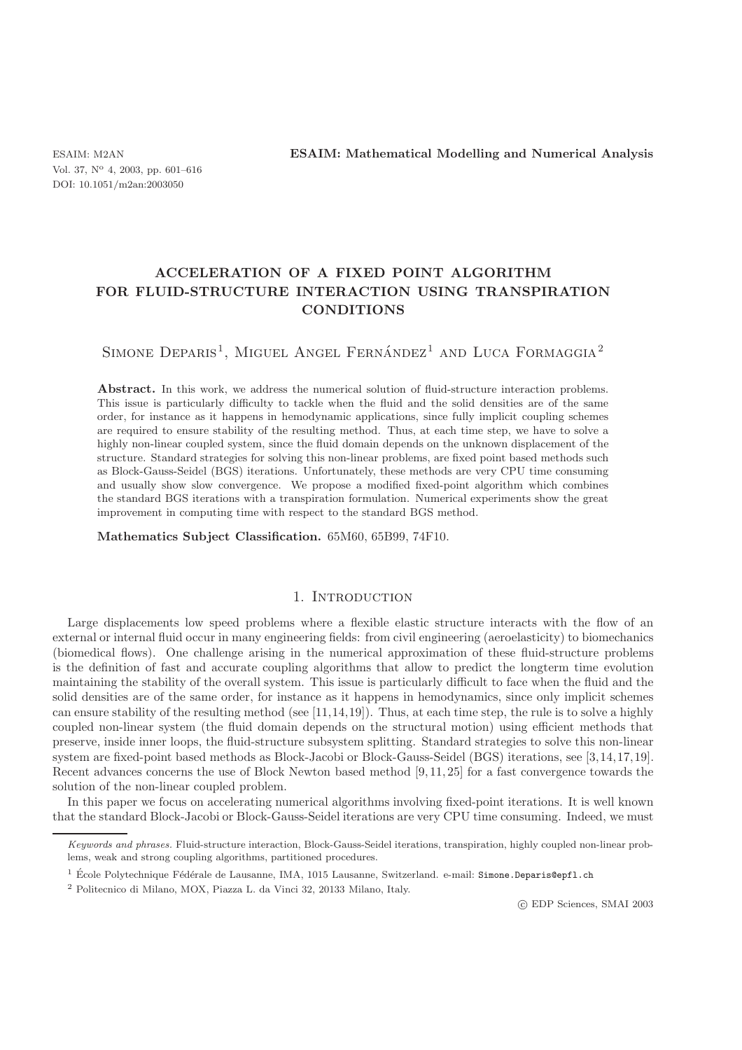# ACCELERATION OF A FIXED POINT ALGORITHM FOR FLUID-STRUCTURE INTERACTION USING TRANSPIRATION CONDITIONS

Simone Deparis[1], Miguel Angel Fernández[1] and Luca Formaggia[2]

**Abstract.** In this work, we address the numerical solution of fluid-structure interaction problems. This issue is particularly difficulty to tackle when the fluid and the solid densities are of the same order, for instance as it happens in hemodynamic applications, since fully implicit coupling schemes are required to ensure stability of the resulting method. Thus, at each time step, we have to solve a highly non-linear coupled system, since the fluid domain depends on the unknown displacement of the structure. Standard strategies for solving this non-linear problems, are fixed point based methods such as Block-Gauss-Seidel (BGS) iterations. Unfortunately, these methods are very CPU time consuming and usually show slow convergence. We propose a modified fixed-point algorithm which combines the standard BGS iterations with a transpiration formulation. Numerical experiments show the great improvement in computing time with respect to the standard BGS method.

**Mathematics Subject Classification.** 65M60, 65B99, 74F10.

## 1. Introduction

Large displacements low speed problems where a flexible elastic structure interacts with the flow of an external or internal fluid occur in many engineering fields: from civil engineering (aeroelasticity) to biomechanics (biomedical flows). One challenge arising in the numerical approximation of these fluid-structure problems is the definition of fast and accurate coupling algorithms that allow to predict the longterm time evolution maintaining the stability of the overall system. This issue is particularly difficult to face when the fluid and the solid densities are of the same order, for instance as it happens in hemodynamics, since only implicit schemes can ensure stability of the resulting method (see [11,14,19]). Thus, at each time step, the rule is to solve a highly coupled non-linear system (the fluid domain depends on the structural motion) using efficient methods that preserve, inside inner loops, the fluid-structure subsystem splitting. Standard strategies to solve this non-linear system are fixed-point based methods as Block-Jacobi or Block-Gauss-Seidel (BGS) iterations, see [3,14,17,19]. Recent advances concerns the use of Block Newton based method [9,11,25] for a fast convergence towards the solution of the non-linear coupled problem.

In this paper we focus on accelerating numerical algorithms involving fixed-point iterations. It is well known that the standard Block-Jacobi or Block-Gauss-Seidel iterations are very CPU time consuming. Indeed, we must

*Keywords and phrases.* Fluid-structure interaction, Block-Gauss-Seidel iterations, transpiration, highly coupled non-linear problems, weak and strong coupling algorithms, partitioned procedures.

[1] École Polytechnique Fédérale de Lausanne, IMA, 1015 Lausanne, Switzerland. e-mail: Simone.Deparis@epfl.ch

[2] Politecnico di Milano, MOX, Piazza L. da Vinci 32, 20133 Milano, Italy.

© EDP Sciences, SMAI 2003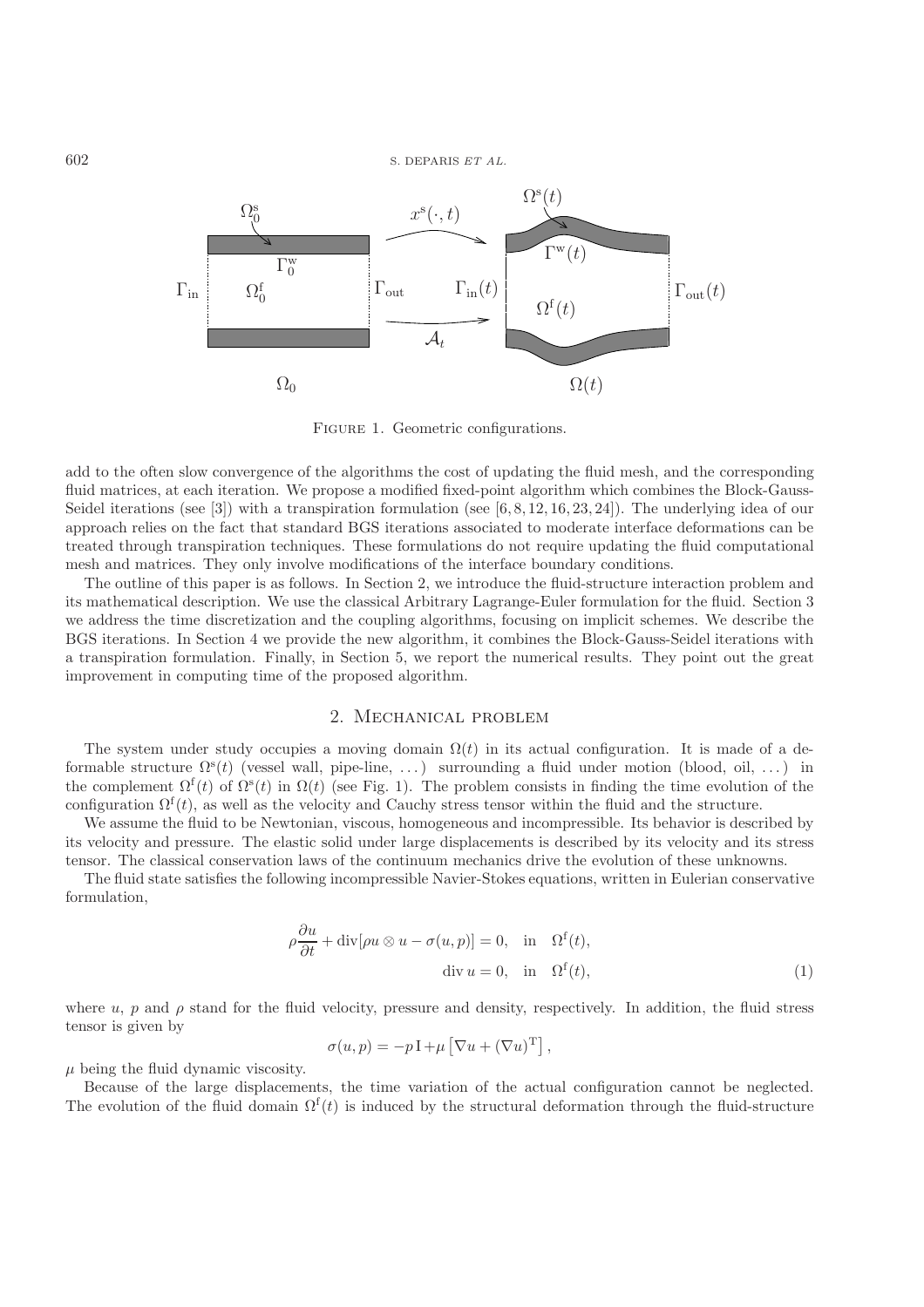FIGURE 1. Geometric configurations.

add to the often slow convergence of the algorithms the cost of updating the fluid mesh, and the corresponding fluid matrices, at each iteration. We propose a modified fixed-point algorithm which combines the Block-Gauss-Seidel iterations (see [3]) with a transpiration formulation (see [6, 8, 12, 16, 23, 24]). The underlying idea of our approach relies on the fact that standard BGS iterations associated to moderate interface deformations can be treated through transpiration techniques. These formulations do not require updating the fluid computational mesh and matrices. They only involve modifications of the interface boundary conditions.

The outline of this paper is as follows. In Section 2, we introduce the fluid-structure interaction problem and its mathematical description. We use the classical Arbitrary Lagrange-Euler formulation for the fluid. Section 3 we address the time discretization and the coupling algorithms, focusing on implicit schemes. We describe the BGS iterations. In Section 4 we provide the new algorithm, it combines the Block-Gauss-Seidel iterations with a transpiration formulation. Finally, in Section 5, we report the numerical results. They point out the great improvement in computing time of the proposed algorithm.

## 2. Mechanical problem

The system under study occupies a moving domain $\Omega(t)$ in its actual configuration. It is made of a deformable structure $\Omega^{\rm s}(t)$ (vessel wall, pipe-line, ...) surrounding a fluid under motion (blood, oil, ...) in the complement $\Omega^{\rm f}(t)$ of $\Omega^{\rm s}(t)$ in $\Omega(t)$ (see Fig. 1). The problem consists in finding the time evolution of the configuration $\Omega^{\rm f}(t)$, as well as the velocity and Cauchy stress tensor within the fluid and the structure.

We assume the fluid to be Newtonian, viscous, homogeneous and incompressible. Its behavior is described by its velocity and pressure. The elastic solid under large displacements is described by its velocity and its stress tensor. The classical conservation laws of the continuum mechanics drive the evolution of these unknowns.

The fluid state satisfies the following incompressible Navier-Stokes equations, written in Eulerian conservative formulation,

$$
\begin{aligned}
\rho \frac{\partial u}{\partial t} + \operatorname{div}[\rho u \otimes u - \sigma(u,p)] = 0, \quad \text{in} \quad \Omega^{\rm f}(t), \\
\operatorname{div} u = 0, \quad \text{in} \quad \Omega^{\rm f}(t),
\end{aligned}
\tag{1}
$$

where $u$, $p$ and $\rho$ stand for the fluid velocity, pressure and density, respectively. In addition, the fluid stress tensor is given by

$$
\sigma(u,p) = -p\,\mathrm{I} + \mu \left[ \nabla u + (\nabla u)^{\rm T} \right],
$$

$\mu$ being the fluid dynamic viscosity.

Because of the large displacements, the time variation of the actual configuration cannot be neglected. The evolution of the fluid domain $\Omega^{\rm f}(t)$ is induced by the structural deformation through the fluid-structure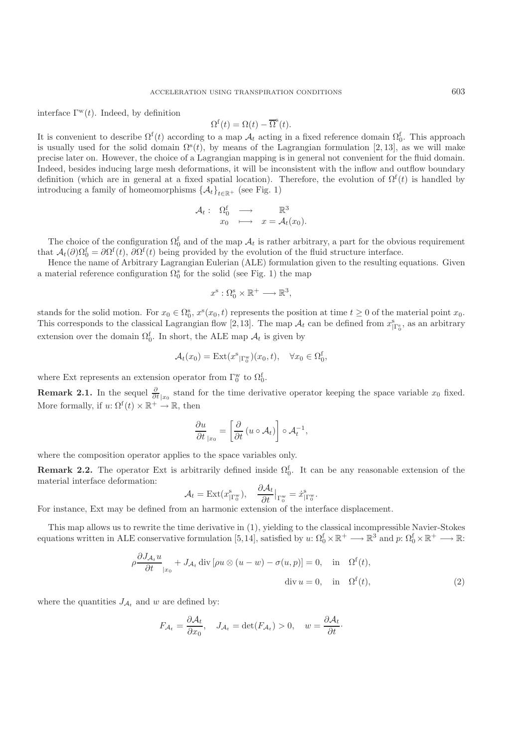interface $\Gamma^{\mathrm{w}}(t)$. Indeed, by definition

$$\Omega^{\mathrm{f}}(t) = \Omega(t) - \overline{\Omega}^{\mathrm{s}}(t).$$

It is convenient to describe $\Omega^{\mathrm{f}}(t)$ according to a map $\mathcal{A}_t$ acting in a fixed reference domain $\Omega_0^{\mathrm{f}}$. This approach is usually used for the solid domain $\Omega^{\mathrm{s}}(t)$, by means of the Lagrangian formulation [2,13], as we will make precise later on. However, the choice of a Lagrangian mapping is in general not convenient for the fluid domain. Indeed, besides inducing large mesh deformations, it will be inconsistent with the inflow and outflow boundary definition (which are in general at a fixed spatial location). Therefore, the evolution of $\Omega^{\mathrm{f}}(t)$ is handled by introducing a family of homeomorphisms $\{\mathcal{A}_t\}_{t\in\mathbb{R}^+}$ (see Fig. 1)

$$\begin{array}{rccc} \mathcal{A}_t: & \Omega_0^{\mathrm{f}} & \longrightarrow & \mathbb{R}^3 \\ & x_0 & \longmapsto & x = \mathcal{A}_t(x_0). \end{array}$$

The choice of the configuration $\Omega_0^{\mathrm{f}}$ and of the map $\mathcal{A}_t$ is rather arbitrary, a part for the obvious requirement that $\mathcal{A}_t(\partial)\Omega_0^{\mathrm{f}} = \partial\Omega^{\mathrm{f}}(t)$, $\partial\Omega^{\mathrm{f}}(t)$ being provided by the evolution of the fluid structure interface.

Hence the name of Arbitrary Lagrangian Eulerian (ALE) formulation given to the resulting equations. Given a material reference configuration $\Omega_0^{\mathrm{s}}$ for the solid (see Fig. 1) the map

$$x^{\mathrm{s}} : \Omega_0^{\mathrm{s}} \times \mathbb{R}^+ \longrightarrow \mathbb{R}^3,$$

stands for the solid motion. For $x_0 \in \Omega_0^{\mathrm{s}}$, $x^{\mathrm{s}}(x_0, t)$ represents the position at time $t \geq 0$ of the material point $x_0$. This corresponds to the classical Lagrangian flow [2,13]. The map $\mathcal{A}_t$ can be defined from $x^{\mathrm{s}}_{|\Gamma_0^{\mathrm{s}}}$, as an arbitrary extension over the domain $\Omega_0^{\mathrm{f}}$. In short, the ALE map $\mathcal{A}_t$ is given by

$$\mathcal{A}_t(x_0) = \mathrm{Ext}(x^{\mathrm{s}}{}_{|\Gamma_0^{\mathrm{w}}})(x_0, t), \quad \forall x_0 \in \Omega_0^{\mathrm{f}},$$

where Ext represents an extension operator from $\Gamma_0^{\mathrm{w}}$ to $\Omega_0^{\mathrm{f}}$.

**Remark 2.1.** In the sequel $\frac{\partial}{\partial t}_{|x_0}$ stand for the time derivative operator keeping the space variable $x_0$ fixed. More formally, if $u\colon \Omega^{\mathrm{f}}(t) \times \mathbb{R}^+ \to \mathbb{R}$, then

$$\frac{\partial u}{\partial t}_{|x_0} = \left[\frac{\partial}{\partial t}\left(u \circ \mathcal{A}_t\right)\right] \circ \mathcal{A}_t^{-1},$$

where the composition operator applies to the space variables only.

**Remark 2.2.** The operator Ext is arbitrarily defined inside $\Omega_0^{\mathrm{f}}$. It can be any reasonable extension of the material interface deformation:

$$\mathcal{A}_t = \mathrm{Ext}(x^{\mathrm{s}}_{|\Gamma_0^{\mathrm{w}}}), \quad \frac{\partial \mathcal{A}_t}{\partial t}\big|_{\Gamma_0^{\mathrm{w}}} = \dot{x}^{\mathrm{s}}_{|\Gamma_0^{\mathrm{w}}}.$$

For instance, Ext may be defined from an harmonic extension of the interface displacement.

This map allows us to rewrite the time derivative in (1), yielding to the classical incompressible Navier-Stokes equations written in ALE conservative formulation [5,14], satisfied by $u\colon \Omega_0^{\mathrm{f}} \times \mathbb{R}^+ \longrightarrow \mathbb{R}^3$ and $p\colon \Omega_0^{\mathrm{f}} \times \mathbb{R}^+ \longrightarrow \mathbb{R}$:

$$\begin{aligned} \rho \frac{\partial J_{\mathcal{A}_t} u}{\partial t}_{|x_0} + J_{\mathcal{A}_t} \operatorname{div}\left[\rho u \otimes (u - w) - \sigma(u,p)\right] &= 0, \quad \text{in} \quad \Omega^{\mathrm{f}}(t), \\ \operatorname{div} u &= 0, \quad \text{in} \quad \Omega^{\mathrm{f}}(t), \end{aligned} \tag{2}$$

where the quantities $J_{\mathcal{A}_t}$ and $w$ are defined by:

$$F_{\mathcal{A}_t} = \frac{\partial \mathcal{A}_t}{\partial x_0}, \quad J_{\mathcal{A}_t} = \det(F_{\mathcal{A}_t}) > 0, \quad w = \frac{\partial \mathcal{A}_t}{\partial t}\cdot$$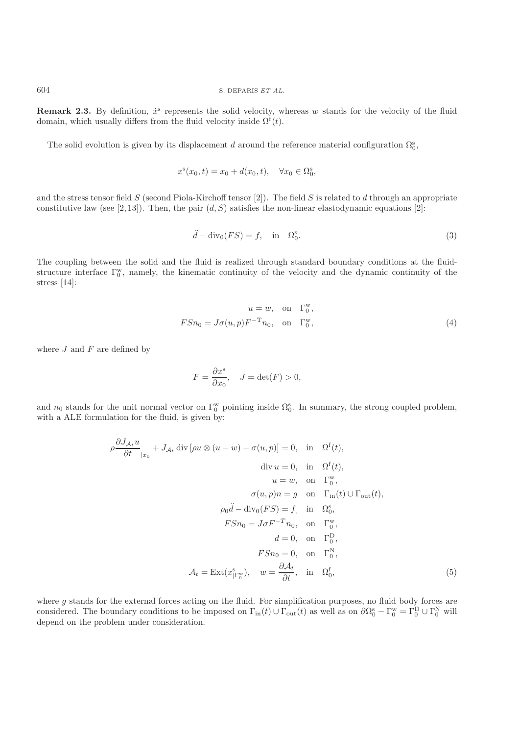**Remark 2.3.** By definition, $\dot{x}^{\rm s}$ represents the solid velocity, whereas $w$ stands for the velocity of the fluid domain, which usually differs from the fluid velocity inside $\Omega^{\rm f}(t)$.

The solid evolution is given by its displacement $d$ around the reference material configuration $\Omega_0^{\rm s}$,

$$x^{\rm s}(x_0, t) = x_0 + d(x_0, t), \quad \forall x_0 \in \Omega_0^{\rm s},$$

and the stress tensor field $S$ (second Piola-Kirchoff tensor [2]). The field $S$ is related to $d$ through an appropriate constitutive law (see [2, 13]). Then, the pair $(d, S)$ satisfies the non-linear elastodynamic equations [2]:

$$\ddot{d} - \operatorname{div}_0(FS) = f, \quad \text{in} \quad \Omega_0^{\rm s}. \tag{3}$$

The coupling between the solid and the fluid is realized through standard boundary conditions at the fluid-structure interface $\Gamma_0^{\rm w}$, namely, the kinematic continuity of the velocity and the dynamic continuity of the stress [14]:

$$\begin{aligned} u &= w, \quad \text{on} \quad \Gamma_0^{\rm w}, \\ FSn_0 &= J\sigma(u,p)F^{-\rm T}n_0, \quad \text{on} \quad \Gamma_0^{\rm w}, \end{aligned} \tag{4}$$

where $J$ and $F$ are defined by

$$F = \frac{\partial x^{\rm s}}{\partial x_0}, \quad J = \det(F) > 0,$$

and $n_0$ stands for the unit normal vector on $\Gamma_0^{\rm w}$ pointing inside $\Omega_0^{\rm s}$. In summary, the strong coupled problem, with a ALE formulation for the fluid, is given by:

$$\begin{aligned} \rho \frac{\partial J_{\mathcal{A}_t} u}{\partial t}_{|x_0} + J_{\mathcal{A}_t} \operatorname{div}\left[\rho u \otimes (u - w) - \sigma(u,p)\right] &= 0, \quad \text{in} \quad \Omega^{\rm f}(t), \\ \operatorname{div} u &= 0, \quad \text{in} \quad \Omega^{\rm f}(t), \\ u &= w, \quad \text{on} \quad \Gamma_0^{\rm w}, \\ \sigma(u,p)n &= g \quad \text{on} \quad \Gamma_{\rm in}(t) \cup \Gamma_{\rm out}(t), \\ \rho_0 \ddot{d} - \operatorname{div}_0(FS) &= f, \quad \text{in} \quad \Omega_0^{\rm s}, \\ FSn_0 &= J\sigma F^{-T}n_0, \quad \text{on} \quad \Gamma_0^{\rm w}, \\ d &= 0, \quad \text{on} \quad \Gamma_0^{\rm D}, \\ FSn_0 &= 0, \quad \text{on} \quad \Gamma_0^{\rm N}, \\ \mathcal{A}_t = \operatorname{Ext}(x^{\rm s}_{|\Gamma_0^{\rm w}}), \quad w &= \frac{\partial \mathcal{A}_t}{\partial t}, \quad \text{in} \quad \Omega_0^{\rm f}, \end{aligned} \tag{5}$$

where $g$ stands for the external forces acting on the fluid. For simplification purposes, no fluid body forces are considered. The boundary conditions to be imposed on $\Gamma_{\rm in}(t) \cup \Gamma_{\rm out}(t)$ as well as on $\partial\Omega_0^{\rm s} - \Gamma_0^{\rm w} = \Gamma_0^{\rm D} \cup \Gamma_0^{\rm N}$ will depend on the problem under consideration.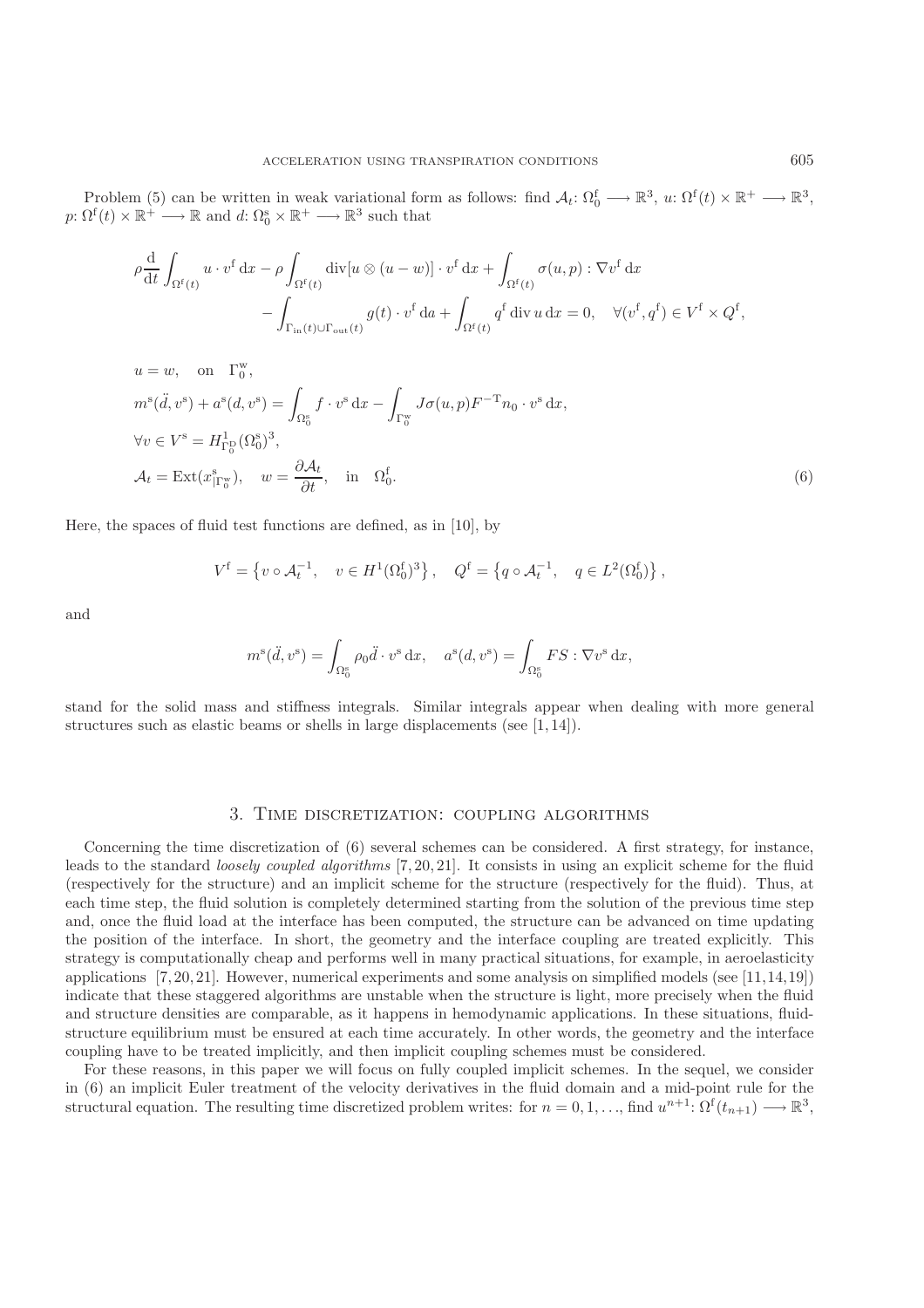Problem (5) can be written in weak variational form as follows: find $\mathcal{A}_t$: $\Omega_0^{\mathrm{f}} \longrightarrow \mathbb{R}^3$, $u$: $\Omega^{\mathrm{f}}(t) \times \mathbb{R}^+ \longrightarrow \mathbb{R}^3$, $p$: $\Omega^{\mathrm{f}}(t) \times \mathbb{R}^+ \longrightarrow \mathbb{R}$ and $d$: $\Omega_0^{\mathrm{s}} \times \mathbb{R}^+ \longrightarrow \mathbb{R}^3$ such that

$$
\begin{aligned}
\rho \frac{\mathrm{d}}{\mathrm{d}t} \int_{\Omega^{\mathrm{f}}(t)} u \cdot v^{\mathrm{f}} \,\mathrm{d}x - \rho \int_{\Omega^{\mathrm{f}}(t)} \operatorname{div}[u \otimes (u - w)] \cdot v^{\mathrm{f}} \,\mathrm{d}x + \int_{\Omega^{\mathrm{f}}(t)} \sigma(u,p) : \nabla v^{\mathrm{f}} \,\mathrm{d}x \\
- \int_{\Gamma_{\mathrm{in}}(t) \cup \Gamma_{\mathrm{out}}(t)} g(t) \cdot v^{\mathrm{f}} \,\mathrm{d}a + \int_{\Omega^{\mathrm{f}}(t)} q^{\mathrm{f}} \operatorname{div} u \,\mathrm{d}x = 0, \quad \forall (v^{\mathrm{f}}, q^{\mathrm{f}}) \in V^{\mathrm{f}} \times Q^{\mathrm{f}},
\end{aligned}
$$

$$
\begin{aligned}
& u = w, \quad \text{on} \quad \Gamma_0^{\mathrm{w}}, \\
& m^{\mathrm{s}}(\ddot{d}, v^{\mathrm{s}}) + a^{\mathrm{s}}(d, v^{\mathrm{s}}) = \int_{\Omega_0^{\mathrm{s}}} f \cdot v^{\mathrm{s}} \,\mathrm{d}x - \int_{\Gamma_0^{\mathrm{w}}} J \sigma(u,p) F^{-\mathrm{T}} n_0 \cdot v^{\mathrm{s}} \,\mathrm{d}x, \\
& \forall v \in V^{\mathrm{s}} = H^1_{\Gamma_0^{\mathrm{D}}}(\Omega_0^{\mathrm{s}})^3, \\
& \mathcal{A}_t = \operatorname{Ext}(x^{\mathrm{s}}_{|\Gamma_0^{\mathrm{w}}}), \quad w = \frac{\partial \mathcal{A}_t}{\partial t}, \quad \text{in} \quad \Omega_0^{\mathrm{f}}.
\end{aligned} \tag{6}
$$

Here, the spaces of fluid test functions are defined, as in [10], by

$$
V^{\mathrm{f}} = \left\{ v \circ \mathcal{A}_t^{-1}, \quad v \in H^1(\Omega_0^{\mathrm{f}})^3 \right\}, \quad Q^{\mathrm{f}} = \left\{ q \circ \mathcal{A}_t^{-1}, \quad q \in L^2(\Omega_0^{\mathrm{f}}) \right\},
$$

and

$$
m^{\mathrm{s}}(\ddot{d}, v^{\mathrm{s}}) = \int_{\Omega_0^{\mathrm{s}}} \rho_0 \ddot{d} \cdot v^{\mathrm{s}} \,\mathrm{d}x, \quad a^{\mathrm{s}}(d, v^{\mathrm{s}}) = \int_{\Omega_0^{\mathrm{s}}} FS : \nabla v^{\mathrm{s}} \,\mathrm{d}x,
$$

stand for the solid mass and stiffness integrals. Similar integrals appear when dealing with more general structures such as elastic beams or shells in large displacements (see [1,14]).

## 3. Time discretization: coupling algorithms

Concerning the time discretization of (6) several schemes can be considered. A first strategy, for instance, leads to the standard *loosely coupled algorithms* [7,20,21]. It consists in using an explicit scheme for the fluid (respectively for the structure) and an implicit scheme for the structure (respectively for the fluid). Thus, at each time step, the fluid solution is completely determined starting from the solution of the previous time step and, once the fluid load at the interface has been computed, the structure can be advanced on time updating the position of the interface. In short, the geometry and the interface coupling are treated explicitly. This strategy is computationally cheap and performs well in many practical situations, for example, in aeroelasticity applications [7,20,21]. However, numerical experiments and some analysis on simplified models (see [11,14,19]) indicate that these staggered algorithms are unstable when the structure is light, more precisely when the fluid and structure densities are comparable, as it happens in hemodynamic applications. In these situations, fluid-structure equilibrium must be ensured at each time accurately. In other words, the geometry and the interface coupling have to be treated implicitly, and then implicit coupling schemes must be considered.

For these reasons, in this paper we will focus on fully coupled implicit schemes. In the sequel, we consider in (6) an implicit Euler treatment of the velocity derivatives in the fluid domain and a mid-point rule for the structural equation. The resulting time discretized problem writes: for $n = 0, 1, \ldots$, find $u^{n+1}$: $\Omega^{\mathrm{f}}(t_{n+1}) \longrightarrow \mathbb{R}^3$,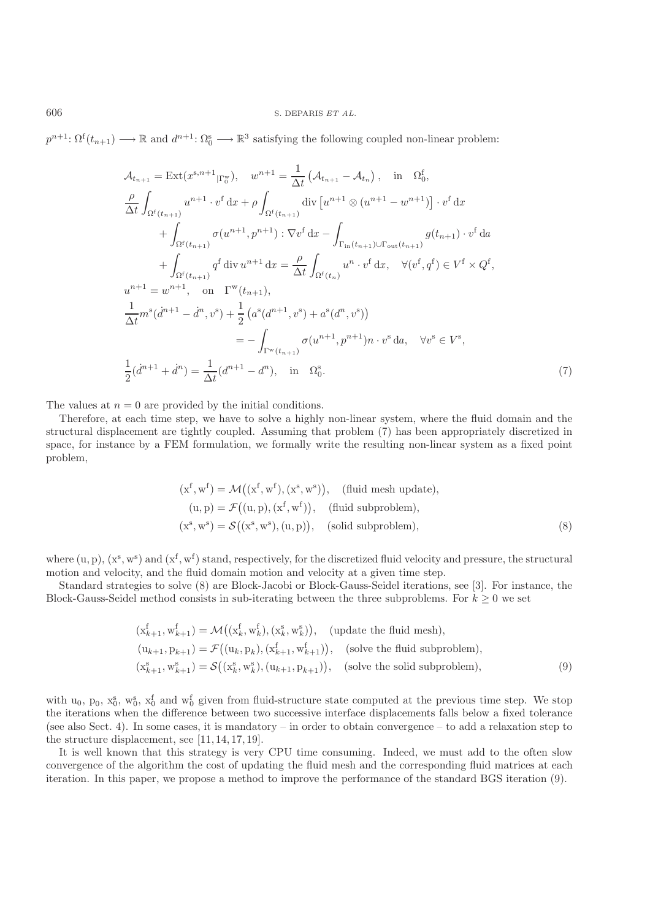$p^{n+1}\colon \Omega^{\mathrm{f}}(t_{n+1}) \longrightarrow \mathbb{R}$ and $d^{n+1}\colon \Omega_0^{\mathrm{s}} \longrightarrow \mathbb{R}^3$ satisfying the following coupled non-linear problem:

$$
\begin{aligned}
&\mathcal{A}_{t_{n+1}} = \mathrm{Ext}(x^{\mathrm{s},n+1}{}_{|\Gamma_0^{\mathrm{w}}}), \quad w^{n+1} = \frac{1}{\Delta t}\left(\mathcal{A}_{t_{n+1}} - \mathcal{A}_{t_n}\right), \quad \text{in} \quad \Omega_0^{\mathrm{f}},\\
&\frac{\rho}{\Delta t}\int_{\Omega^{\mathrm{f}}(t_{n+1})} u^{n+1}\cdot v^{\mathrm{f}}\,\mathrm{d}x + \rho\int_{\Omega^{\mathrm{f}}(t_{n+1})} \mathrm{div}\left[u^{n+1}\otimes(u^{n+1}-w^{n+1})\right]\cdot v^{\mathrm{f}}\,\mathrm{d}x\\
&\qquad + \int_{\Omega^{\mathrm{f}}(t_{n+1})} \sigma(u^{n+1},p^{n+1}) : \nabla v^{\mathrm{f}}\,\mathrm{d}x - \int_{\Gamma_{\mathrm{in}}(t_{n+1})\cup\Gamma_{\mathrm{out}}(t_{n+1})} g(t_{n+1})\cdot v^{\mathrm{f}}\,\mathrm{d}a\\
&\qquad + \int_{\Omega^{\mathrm{f}}(t_{n+1})} q^{\mathrm{f}}\,\mathrm{div}\,u^{n+1}\,\mathrm{d}x = \frac{\rho}{\Delta t}\int_{\Omega^{\mathrm{f}}(t_n)} u^n\cdot v^{\mathrm{f}}\,\mathrm{d}x, \quad \forall (v^{\mathrm{f}},q^{\mathrm{f}}) \in V^{\mathrm{f}}\times Q^{\mathrm{f}},\\
&u^{n+1} = w^{n+1}, \quad \text{on} \quad \Gamma^{\mathrm{w}}(t_{n+1}),\\
&\frac{1}{\Delta t} m^{\mathrm{s}}(\dot{d}^{n+1} - \dot{d}^n, v^{\mathrm{s}}) + \frac{1}{2}\left(a^{\mathrm{s}}(d^{n+1},v^{\mathrm{s}}) + a^{\mathrm{s}}(d^n,v^{\mathrm{s}})\right)\\
&\qquad\qquad = -\int_{\Gamma^{\mathrm{w}}(t_{n+1})} \sigma(u^{n+1},p^{n+1})n\cdot v^{\mathrm{s}}\,\mathrm{d}a, \quad \forall v^{\mathrm{s}} \in V^{\mathrm{s}},\\
&\frac{1}{2}(\dot{d}^{n+1} + \dot{d}^n) = \frac{1}{\Delta t}(d^{n+1} - d^n), \quad \text{in} \quad \Omega_0^{\mathrm{s}}.
\end{aligned}
\tag{7}
$$

The values at $n = 0$ are provided by the initial conditions.

Therefore, at each time step, we have to solve a highly non-linear system, where the fluid domain and the structural displacement are tightly coupled. Assuming that problem (7) has been appropriately discretized in space, for instance by a FEM formulation, we formally write the resulting non-linear system as a fixed point problem,

$$
\begin{aligned}
(\mathrm{x}^{\mathrm{f}},\mathrm{w}^{\mathrm{f}}) &= \mathcal{M}\big((\mathrm{x}^{\mathrm{f}},\mathrm{w}^{\mathrm{f}}),(\mathrm{x}^{\mathrm{s}},\mathrm{w}^{\mathrm{s}})\big), \quad \text{(fluid mesh update)},\\
(\mathrm{u},\mathrm{p}) &= \mathcal{F}\big((\mathrm{u},\mathrm{p}),(\mathrm{x}^{\mathrm{f}},\mathrm{w}^{\mathrm{f}})\big), \quad \text{(fluid subproblem)},\\
(\mathrm{x}^{\mathrm{s}},\mathrm{w}^{\mathrm{s}}) &= \mathcal{S}\big((\mathrm{x}^{\mathrm{s}},\mathrm{w}^{\mathrm{s}}),(\mathrm{u},\mathrm{p})\big), \quad \text{(solid subproblem)},
\end{aligned}
\tag{8}
$$

where $(\mathrm{u},\mathrm{p})$, $(\mathrm{x}^{\mathrm{s}},\mathrm{w}^{\mathrm{s}})$ and $(\mathrm{x}^{\mathrm{f}},\mathrm{w}^{\mathrm{f}})$ stand, respectively, for the discretized fluid velocity and pressure, the structural motion and velocity, and the fluid domain motion and velocity at a given time step.

Standard strategies to solve (8) are Block-Jacobi or Block-Gauss-Seidel iterations, see [3]. For instance, the Block-Gauss-Seidel method consists in sub-iterating between the three subproblems. For $k \geq 0$ we set

$$
\begin{aligned}
&(\mathrm{x}^{\mathrm{f}}_{k+1},\mathrm{w}^{\mathrm{f}}_{k+1}) = \mathcal{M}\big((\mathrm{x}^{\mathrm{f}}_k,\mathrm{w}^{\mathrm{f}}_k),(\mathrm{x}^{\mathrm{s}}_k,\mathrm{w}^{\mathrm{s}}_k)\big), \quad \text{(update the fluid mesh)},\\
&(\mathrm{u}_{k+1},\mathrm{p}_{k+1}) = \mathcal{F}\big((\mathrm{u}_k,\mathrm{p}_k),(\mathrm{x}^{\mathrm{f}}_{k+1},\mathrm{w}^{\mathrm{f}}_{k+1})\big), \quad \text{(solve the fluid subproblem)},\\
&(\mathrm{x}^{\mathrm{s}}_{k+1},\mathrm{w}^{\mathrm{s}}_{k+1}) = \mathcal{S}\big((\mathrm{x}^{\mathrm{s}}_k,\mathrm{w}^{\mathrm{s}}_k),(\mathrm{u}_{k+1},\mathrm{p}_{k+1})\big), \quad \text{(solve the solid subproblem)},
\end{aligned}
\tag{9}
$$

with $\mathrm{u}_0$, $\mathrm{p}_0$, $\mathrm{x}^{\mathrm{s}}_0$, $\mathrm{w}^{\mathrm{s}}_0$, $\mathrm{x}^{\mathrm{f}}_0$ and $\mathrm{w}^{\mathrm{f}}_0$ given from fluid-structure state computed at the previous time step. We stop the iterations when the difference between two successive interface displacements falls below a fixed tolerance (see also Sect. 4). In some cases, it is mandatory – in order to obtain convergence – to add a relaxation step to the structure displacement, see [11, 14, 17, 19].

It is well known that this strategy is very CPU time consuming. Indeed, we must add to the often slow convergence of the algorithm the cost of updating the fluid mesh and the corresponding fluid matrices at each iteration. In this paper, we propose a method to improve the performance of the standard BGS iteration (9).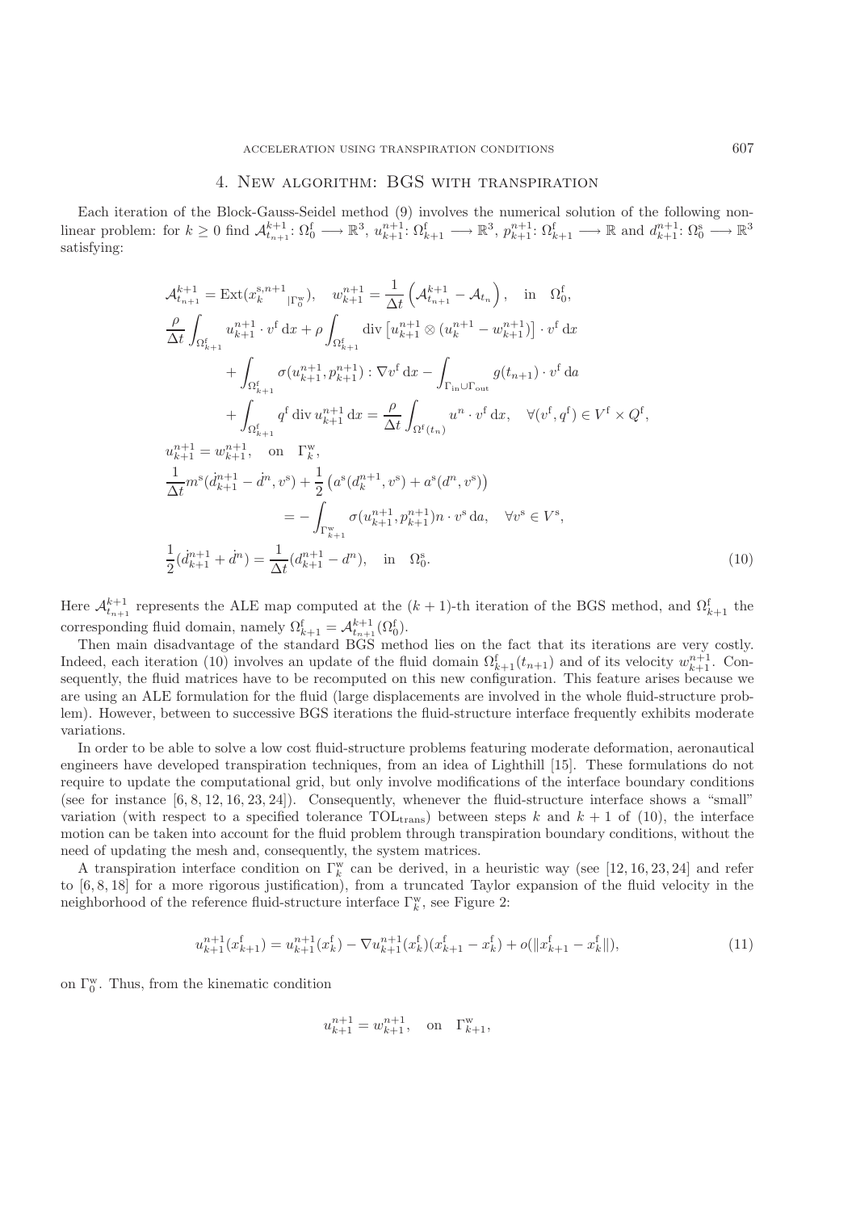## 4. New algorithm: BGS with transpiration

Each iteration of the Block-Gauss-Seidel method (9) involves the numerical solution of the following non-linear problem: for $k \geq 0$ find $\mathcal{A}^{k+1}_{t_{n+1}} \colon \Omega^{\mathrm{f}}_0 \longrightarrow \mathbb{R}^3$, $u^{n+1}_{k+1} \colon \Omega^{\mathrm{f}}_{k+1} \longrightarrow \mathbb{R}^3$, $p^{n+1}_{k+1} \colon \Omega^{\mathrm{f}}_{k+1} \longrightarrow \mathbb{R}$ and $d^{n+1}_{k+1} \colon \Omega^{\mathrm{s}}_0 \longrightarrow \mathbb{R}^3$ satisfying:

$$
\begin{aligned}
&\mathcal{A}^{k+1}_{t_{n+1}} = \mathrm{Ext}(x^{\mathrm{s},n+1}_{k}{}_{|\Gamma^{\mathrm{w}}_0}), \quad w^{n+1}_{k+1} = \frac{1}{\Delta t}\left(\mathcal{A}^{k+1}_{t_{n+1}} - \mathcal{A}_{t_n}\right), \quad \text{in} \quad \Omega^{\mathrm{f}}_0,\\
&\frac{\rho}{\Delta t}\int_{\Omega^{\mathrm{f}}_{k+1}} u^{n+1}_{k+1}\cdot v^{\mathrm{f}}\,\mathrm{d}x + \rho\int_{\Omega^{\mathrm{f}}_{k+1}} \mathrm{div}\left[u^{n+1}_{k+1}\otimes(u^{n+1}_{k} - w^{n+1}_{k+1})\right]\cdot v^{\mathrm{f}}\,\mathrm{d}x\\
&\qquad + \int_{\Omega^{\mathrm{f}}_{k+1}} \sigma(u^{n+1}_{k+1}, p^{n+1}_{k+1}) : \nabla v^{\mathrm{f}}\,\mathrm{d}x - \int_{\Gamma_{\mathrm{in}}\cup\Gamma_{\mathrm{out}}} g(t_{n+1})\cdot v^{\mathrm{f}}\,\mathrm{d}a\\
&\qquad + \int_{\Omega^{\mathrm{f}}_{k+1}} q^{\mathrm{f}}\,\mathrm{div}\,u^{n+1}_{k+1}\,\mathrm{d}x = \frac{\rho}{\Delta t}\int_{\Omega^{\mathrm{f}}(t_n)} u^{n}\cdot v^{\mathrm{f}}\,\mathrm{d}x, \quad \forall (v^{\mathrm{f}}, q^{\mathrm{f}}) \in V^{\mathrm{f}}\times Q^{\mathrm{f}},\\
&u^{n+1}_{k+1} = w^{n+1}_{k+1}, \quad \text{on} \quad \Gamma^{\mathrm{w}}_{k},\\
&\frac{1}{\Delta t} m^{\mathrm{s}}(\dot{d}^{n+1}_{k+1} - \dot{d}^{n}, v^{\mathrm{s}}) + \frac{1}{2}\left(a^{\mathrm{s}}(d^{n+1}_{k}, v^{\mathrm{s}}) + a^{\mathrm{s}}(d^{n}, v^{\mathrm{s}})\right)\\
&\qquad\qquad = -\int_{\Gamma^{\mathrm{w}}_{k+1}} \sigma(u^{n+1}_{k+1}, p^{n+1}_{k+1}) n\cdot v^{\mathrm{s}}\,\mathrm{d}a, \quad \forall v^{\mathrm{s}} \in V^{\mathrm{s}},\\
&\frac{1}{2}(\dot{d}^{n+1}_{k+1} + \dot{d}^{n}) = \frac{1}{\Delta t}(d^{n+1}_{k+1} - d^{n}), \quad \text{in} \quad \Omega^{\mathrm{s}}_0.
\end{aligned}
\tag{10}
$$

Here $\mathcal{A}^{k+1}_{t_{n+1}}$ represents the ALE map computed at the $(k+1)$-th iteration of the BGS method, and $\Omega^{\mathrm{f}}_{k+1}$ the corresponding fluid domain, namely $\Omega^{\mathrm{f}}_{k+1} = \mathcal{A}^{k+1}_{t_{n+1}}(\Omega^{\mathrm{f}}_0)$.

Then main disadvantage of the standard BGS method lies on the fact that its iterations are very costly. Indeed, each iteration (10) involves an update of the fluid domain $\Omega^{\mathrm{f}}_{k+1}(t_{n+1})$ and of its velocity $w^{n+1}_{k+1}$. Consequently, the fluid matrices have to be recomputed on this new configuration. This feature arises because we are using an ALE formulation for the fluid (large displacements are involved in the whole fluid-structure problem). However, between to successive BGS iterations the fluid-structure interface frequently exhibits moderate variations.

In order to be able to solve a low cost fluid-structure problems featuring moderate deformation, aeronautical engineers have developed transpiration techniques, from an idea of Lighthill [15]. These formulations do not require to update the computational grid, but only involve modifications of the interface boundary conditions (see for instance [6, 8, 12, 16, 23, 24]). Consequently, whenever the fluid-structure interface shows a "small" variation (with respect to a specified tolerance $\mathrm{TOL}_{\mathrm{trans}}$) between steps $k$ and $k+1$ of (10), the interface motion can be taken into account for the fluid problem through transpiration boundary conditions, without the need of updating the mesh and, consequently, the system matrices.

A transpiration interface condition on $\Gamma^{\mathrm{w}}_k$ can be derived, in a heuristic way (see [12, 16, 23, 24] and refer to [6, 8, 18] for a more rigorous justification), from a truncated Taylor expansion of the fluid velocity in the neighborhood of the reference fluid-structure interface $\Gamma^{\mathrm{w}}_k$, see Figure 2:

$$
u^{n+1}_{k+1}(x^{\mathrm{f}}_{k+1}) = u^{n+1}_{k+1}(x^{\mathrm{f}}_{k}) - \nabla u^{n+1}_{k+1}(x^{\mathrm{f}}_{k})(x^{\mathrm{f}}_{k+1} - x^{\mathrm{f}}_{k}) + o(\|x^{\mathrm{f}}_{k+1} - x^{\mathrm{f}}_{k}\|),
\tag{11}
$$

on $\Gamma^{\mathrm{w}}_0$. Thus, from the kinematic condition

$$
u^{n+1}_{k+1} = w^{n+1}_{k+1}, \quad \text{on} \quad \Gamma^{\mathrm{w}}_{k+1},
$$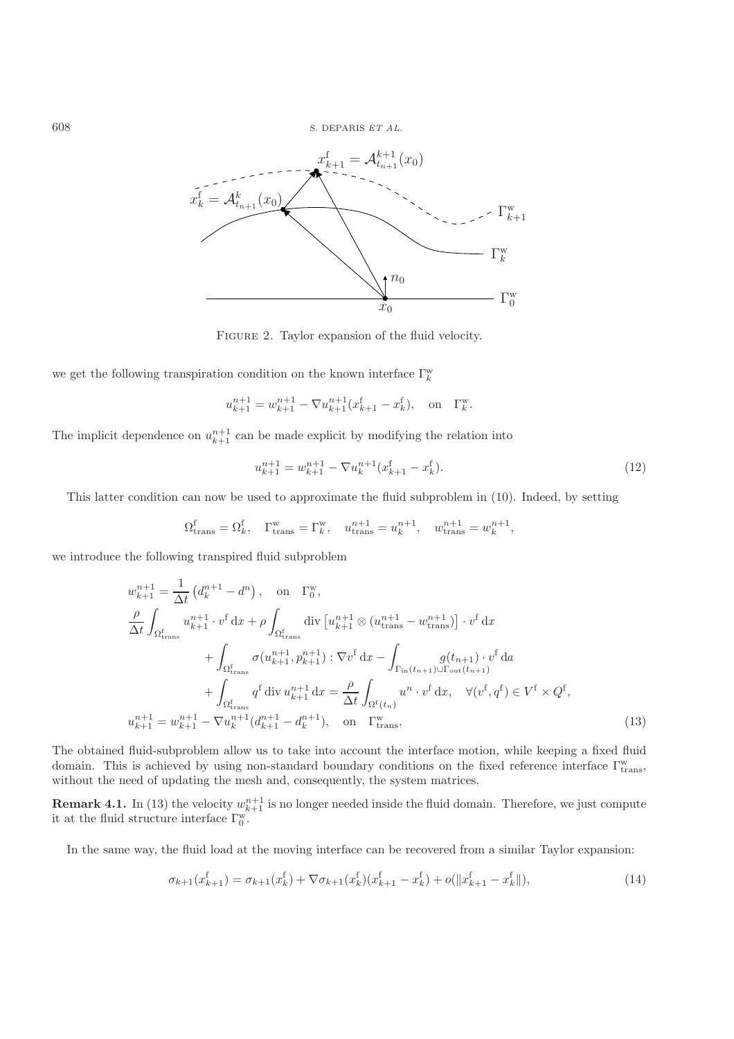FIGURE 2. Taylor expansion of the fluid velocity.

we get the following transpiration condition on the known interface $\Gamma_k^{\mathrm{w}}$

$$u_{k+1}^{n+1} = w_{k+1}^{n+1} - \nabla u_{k+1}^{n+1}(x_{k+1}^{\mathrm{f}} - x_k^{\mathrm{f}}), \quad \text{on} \quad \Gamma_k^{\mathrm{w}}.$$

The implicit dependence on $u_{k+1}^{n+1}$ can be made explicit by modifying the relation into

$$u_{k+1}^{n+1} = w_{k+1}^{n+1} - \nabla u_k^{n+1}(x_{k+1}^{\mathrm{f}} - x_k^{\mathrm{f}}). \tag{12}$$

This latter condition can now be used to approximate the fluid subproblem in (10). Indeed, by setting

$$\Omega_{\mathrm{trans}}^{\mathrm{f}} = \Omega_k^{\mathrm{f}}, \quad \Gamma_{\mathrm{trans}}^{\mathrm{w}} = \Gamma_k^{\mathrm{w}}, \quad u_{\mathrm{trans}}^{n+1} = u_k^{n+1}, \quad w_{\mathrm{trans}}^{n+1} = w_k^{n+1},$$

we introduce the following transpired fluid subproblem

$$\begin{aligned}
& w_{k+1}^{n+1} = \frac{1}{\Delta t}\left(d_k^{n+1} - d^n\right), \quad \text{on} \quad \Gamma_0^{\mathrm{w}}, \\
& \frac{\rho}{\Delta t}\int_{\Omega_{\mathrm{trans}}^{\mathrm{f}}} u_{k+1}^{n+1} \cdot v^{\mathrm{f}}\,\mathrm{d}x + \rho \int_{\Omega_{\mathrm{trans}}^{\mathrm{f}}} \operatorname{div}\left[u_{k+1}^{n+1} \otimes (u_{\mathrm{trans}}^{n+1} - w_{\mathrm{trans}}^{n+1})\right] \cdot v^{\mathrm{f}}\,\mathrm{d}x \\
& \qquad + \int_{\Omega_{\mathrm{trans}}^{\mathrm{f}}} \sigma(u_{k+1}^{n+1}, p_{k+1}^{n+1}) : \nabla v^{\mathrm{f}}\,\mathrm{d}x - \int_{\Gamma_{\mathrm{in}}(t_{n+1}) \cup \Gamma_{\mathrm{out}}(t_{n+1})} g(t_{n+1}) \cdot v^{\mathrm{f}}\,\mathrm{d}a \\
& \qquad + \int_{\Omega_{\mathrm{trans}}^{\mathrm{f}}} q^{\mathrm{f}} \operatorname{div} u_{k+1}^{n+1}\,\mathrm{d}x = \frac{\rho}{\Delta t}\int_{\Omega^{\mathrm{f}}(t_n)} u^n \cdot v^{\mathrm{f}}\,\mathrm{d}x, \quad \forall (v^{\mathrm{f}}, q^{\mathrm{f}}) \in V^{\mathrm{f}} \times Q^{\mathrm{f}}, \\
& u_{k+1}^{n+1} = w_{k+1}^{n+1} - \nabla u_k^{n+1}(d_{k+1}^{n+1} - d_k^{n+1}), \quad \text{on} \quad \Gamma_{\mathrm{trans}}^{\mathrm{w}},
\end{aligned} \tag{13}$$

The obtained fluid-subproblem allow us to take into account the interface motion, while keeping a fixed fluid domain. This is achieved by using non-standard boundary conditions on the fixed reference interface $\Gamma_{\mathrm{trans}}^{\mathrm{w}}$, without the need of updating the mesh and, consequently, the system matrices.

**Remark 4.1.** In (13) the velocity $w_{k+1}^{n+1}$ is no longer needed inside the fluid domain. Therefore, we just compute it at the fluid structure interface $\Gamma_0^{\mathrm{w}}$.

In the same way, the fluid load at the moving interface can be recovered from a similar Taylor expansion:

$$\sigma_{k+1}(x_{k+1}^{\mathrm{f}}) = \sigma_{k+1}(x_k^{\mathrm{f}}) + \nabla \sigma_{k+1}(x_k^{\mathrm{f}})(x_{k+1}^{\mathrm{f}} - x_k^{\mathrm{f}}) + o(\|x_{k+1}^{\mathrm{f}} - x_k^{\mathrm{f}}\|), \tag{14}$$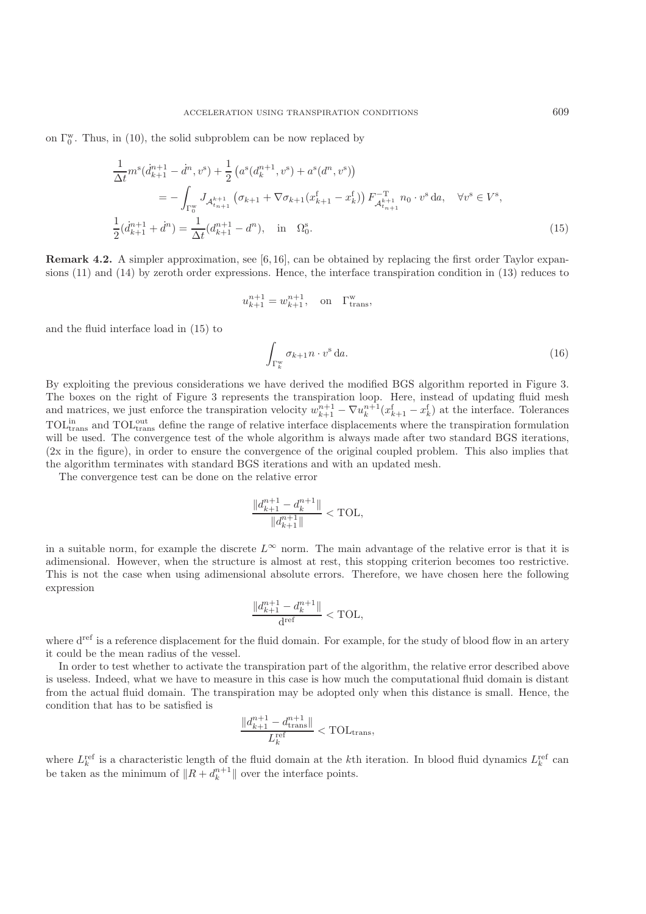on $\Gamma_0^{\rm w}$. Thus, in (10), the solid subproblem can be now replaced by

$$
\begin{aligned}
&\frac{1}{\Delta t} m^{\rm s}(\dot{d}^{n+1}_{k+1} - \dot{d}^{n}, v^{\rm s}) + \frac{1}{2}\left(a^{\rm s}(d^{n+1}_{k}, v^{\rm s}) + a^{\rm s}(d^{n}, v^{\rm s})\right) \\
&\qquad = -\int_{\Gamma_0^{\rm w}} J_{\mathcal{A}^{k+1}_{t_{n+1}}} \left(\sigma_{k+1} + \nabla\sigma_{k+1}(x^{\rm f}_{k+1} - x^{\rm f}_{k})\right) F^{-{\rm T}}_{\mathcal{A}^{k+1}_{t_{n+1}}} n_0 \cdot v^{\rm s}\, {\rm d}a, \quad \forall v^{\rm s} \in V^{\rm s}, \\
&\frac{1}{2}(\dot{d}^{n+1}_{k+1} + \dot{d}^{n}) = \frac{1}{\Delta t}(d^{n+1}_{k+1} - d^{n}), \quad \text{in} \quad \Omega_0^{\rm s}.
\end{aligned} \tag{15}
$$

**Remark 4.2.** A simpler approximation, see [6,16], can be obtained by replacing the first order Taylor expansions (11) and (14) by zeroth order expressions. Hence, the interface transpiration condition in (13) reduces to

$$
u^{n+1}_{k+1} = w^{n+1}_{k+1}, \quad \text{on} \quad \Gamma^{\rm w}_{\rm trans},
$$

and the fluid interface load in (15) to

$$
\int_{\Gamma^{\rm w}_{k}} \sigma_{k+1} n \cdot v^{\rm s}\, {\rm d}a. \tag{16}
$$

By exploiting the previous considerations we have derived the modified BGS algorithm reported in Figure 3. The boxes on the right of Figure 3 represents the transpiration loop. Here, instead of updating fluid mesh and matrices, we just enforce the transpiration velocity $w^{n+1}_{k+1} - \nabla u^{n+1}_{k}(x^{\rm f}_{k+1} - x^{\rm f}_{k})$ at the interface. Tolerances $\mathrm{TOL}^{\rm in}_{\rm trans}$ and $\mathrm{TOL}^{\rm out}_{\rm trans}$ define the range of relative interface displacements where the transpiration formulation will be used. The convergence test of the whole algorithm is always made after two standard BGS iterations, (2x in the figure), in order to ensure the convergence of the original coupled problem. This also implies that the algorithm terminates with standard BGS iterations and with an updated mesh.

The convergence test can be done on the relative error

$$
\frac{\|d^{n+1}_{k+1} - d^{n+1}_{k}\|}{\|d^{n+1}_{k+1}\|} < \mathrm{TOL},
$$

in a suitable norm, for example the discrete $L^\infty$ norm. The main advantage of the relative error is that it is adimensional. However, when the structure is almost at rest, this stopping criterion becomes too restrictive. This is not the case when using adimensional absolute errors. Therefore, we have chosen here the following expression

$$
\frac{\|d^{n+1}_{k+1} - d^{n+1}_{k}\|}{\mathrm{d}^{\rm ref}} < \mathrm{TOL},
$$

where $\mathrm{d}^{\rm ref}$ is a reference displacement for the fluid domain. For example, for the study of blood flow in an artery it could be the mean radius of the vessel.

In order to test whether to activate the transpiration part of the algorithm, the relative error described above is useless. Indeed, what we have to measure in this case is how much the computational fluid domain is distant from the actual fluid domain. The transpiration may be adopted only when this distance is small. Hence, the condition that has to be satisfied is

$$
\frac{\|d^{n+1}_{k+1} - d^{n+1}_{\rm trans}\|}{L^{\rm ref}_{k}} < \mathrm{TOL}_{\rm trans},
$$

where $L^{\rm ref}_{k}$ is a characteristic length of the fluid domain at the $k$th iteration. In blood fluid dynamics $L^{\rm ref}_{k}$ can be taken as the minimum of $\|R + d^{n+1}_{k}\|$ over the interface points.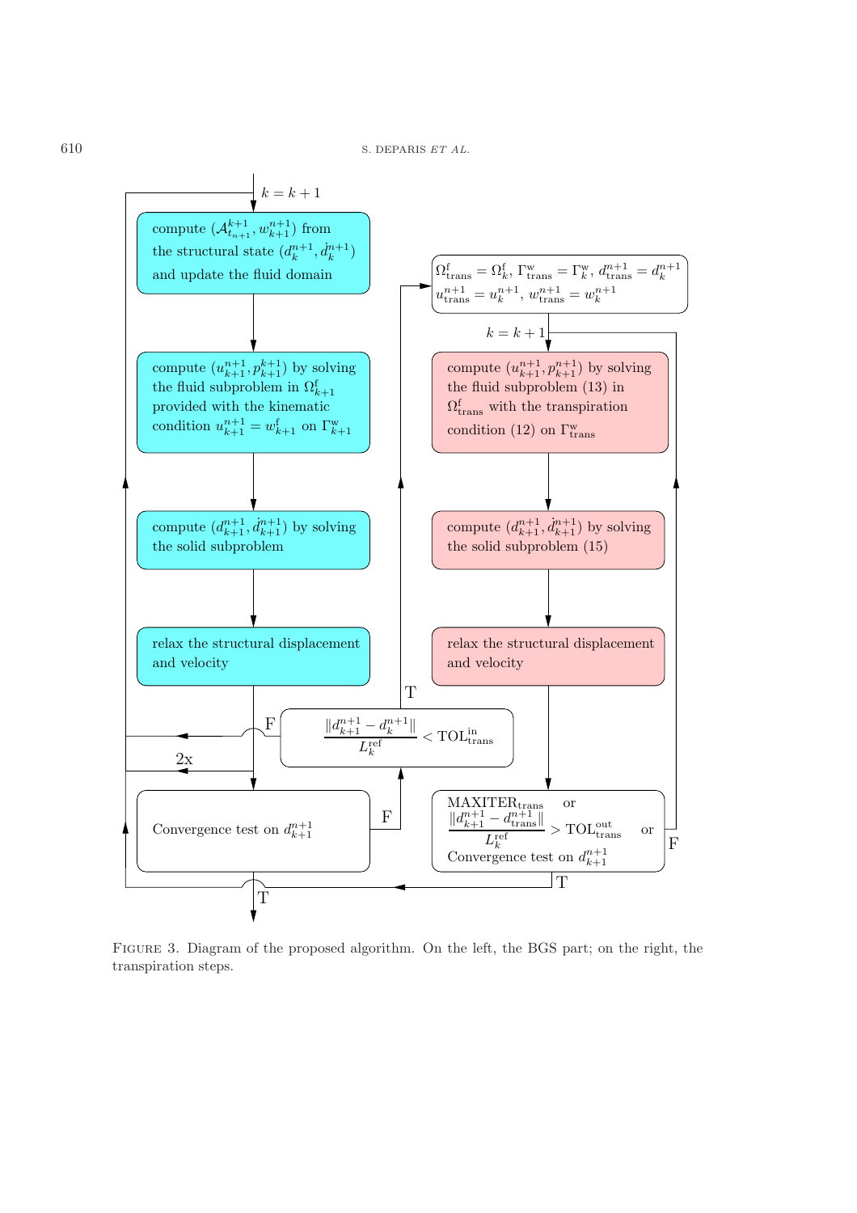compute $(\mathcal{A}^{k+1}_{t_{n+1}}, w^{n+1}_{k+1})$ from the structural state $(d^{n+1}_k, \dot{d}^{n+1}_k)$ and update the fluid domain

compute $(u^{n+1}_{k+1}, p^{k+1}_{k+1})$ by solving the fluid subproblem in $\Omega^{\mathrm{f}}_{k+1}$ provided with the kinematic condition $u^{n+1}_{k+1} = w^{\mathrm{f}}_{k+1}$ on $\Gamma^{\mathrm{w}}_{k+1}$

compute $(d^{n+1}_{k+1}, \dot{d}^{n+1}_{k+1})$ by solving the solid subproblem

relax the structural displacement and velocity

$$\frac{\|d^{n+1}_{k+1} - d^{n+1}_k\|}{L^{\mathrm{ref}}_k} < \mathrm{TOL}^{\mathrm{in}}_{\mathrm{trans}}$$

Convergence test on $d^{n+1}_{k+1}$

$\Omega^{\mathrm{f}}_{\mathrm{trans}} = \Omega^{\mathrm{f}}_k$, $\Gamma^{\mathrm{w}}_{\mathrm{trans}} = \Gamma^{\mathrm{w}}_k$, $d^{n+1}_{\mathrm{trans}} = d^{n+1}_k$
$u^{n+1}_{\mathrm{trans}} = u^{n+1}_k$, $w^{n+1}_{\mathrm{trans}} = w^{n+1}_k$

compute $(u^{n+1}_{k+1}, p^{n+1}_{k+1})$ by solving the fluid subproblem (13) in $\Omega^{\mathrm{f}}_{\mathrm{trans}}$ with the transpiration condition (12) on $\Gamma^{\mathrm{w}}_{\mathrm{trans}}$

compute $(d^{n+1}_{k+1}, \dot{d}^{n+1}_{k+1})$ by solving the solid subproblem (15)

relax the structural displacement and velocity

$\mathrm{MAXITER}_{\mathrm{trans}}$ or $\dfrac{\|d^{n+1}_{k+1} - d^{n+1}_{\mathrm{trans}}\|}{L^{\mathrm{ref}}_k} > \mathrm{TOL}^{\mathrm{out}}_{\mathrm{trans}}$ or Convergence test on $d^{n+1}_{k+1}$

$k = k+1$ — T — F — 2x

Figure 3. Diagram of the proposed algorithm. On the left, the BGS part; on the right, the transpiration steps.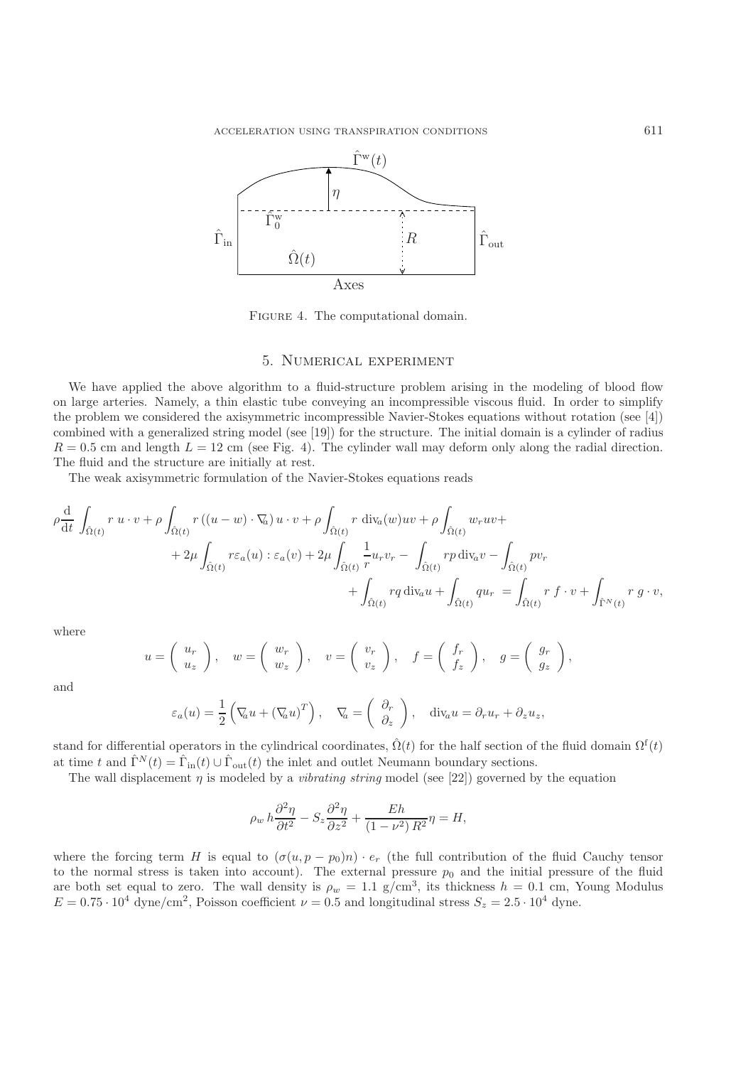FIGURE 4. The computational domain.

## 5. Numerical experiment

We have applied the above algorithm to a fluid-structure problem arising in the modeling of blood flow on large arteries. Namely, a thin elastic tube conveying an incompressible viscous fluid. In order to simplify the problem we considered the axisymmetric incompressible Navier-Stokes equations without rotation (see [4]) combined with a generalized string model (see [19]) for the structure. The initial domain is a cylinder of radius $R = 0.5$ cm and length $L = 12$ cm (see Fig. 4). The cylinder wall may deform only along the radial direction. The fluid and the structure are initially at rest.

The weak axisymmetric formulation of the Navier-Stokes equations reads

$$
\begin{aligned}
\rho \frac{\mathrm{d}}{\mathrm{d}t} \int_{\hat{\Omega}(t)} r\, u \cdot v + \rho \int_{\hat{\Omega}(t)} r\, ((u - w) \cdot \nabla_a)\, u \cdot v + \rho \int_{\hat{\Omega}(t)} r\, \mathrm{div}_a(w) uv + \rho \int_{\hat{\Omega}(t)} w_r uv + \\
+ 2\mu \int_{\hat{\Omega}(t)} r \varepsilon_a(u) : \varepsilon_a(v) + 2\mu \int_{\hat{\Omega}(t)} \frac{1}{r} u_r v_r - \int_{\hat{\Omega}(t)} rp\, \mathrm{div}_a v - \int_{\hat{\Omega}(t)} p v_r \\
+ \int_{\hat{\Omega}(t)} rq\, \mathrm{div}_a u + \int_{\hat{\Omega}(t)} q u_r = \int_{\hat{\Omega}(t)} r\, f \cdot v + \int_{\hat{\Gamma}^N(t)} r\, g \cdot v,
\end{aligned}
$$

where

$$
u = \begin{pmatrix} u_r \\ u_z \end{pmatrix}, \quad w = \begin{pmatrix} w_r \\ w_z \end{pmatrix}, \quad v = \begin{pmatrix} v_r \\ v_z \end{pmatrix}, \quad f = \begin{pmatrix} f_r \\ f_z \end{pmatrix}, \quad g = \begin{pmatrix} g_r \\ g_z \end{pmatrix},
$$

and

$$
\varepsilon_a(u) = \frac{1}{2} \left( \nabla_a u + (\nabla_a u)^T \right), \quad \nabla_a = \begin{pmatrix} \partial_r \\ \partial_z \end{pmatrix}, \quad \mathrm{div}_a u = \partial_r u_r + \partial_z u_z,
$$

stand for differential operators in the cylindrical coordinates, $\hat{\Omega}(t)$ for the half section of the fluid domain $\Omega^{\mathrm{f}}(t)$ at time $t$ and $\hat{\Gamma}^N(t) = \hat{\Gamma}_{\mathrm{in}}(t) \cup \hat{\Gamma}_{\mathrm{out}}(t)$ the inlet and outlet Neumann boundary sections.

The wall displacement $\eta$ is modeled by a *vibrating string* model (see [22]) governed by the equation

$$
\rho_w\, h \frac{\partial^2 \eta}{\partial t^2} - S_z \frac{\partial^2 \eta}{\partial z^2} + \frac{Eh}{(1 - \nu^2)\, R^2} \eta = H,
$$

where the forcing term $H$ is equal to $(\sigma(u, p - p_0)n) \cdot e_r$ (the full contribution of the fluid Cauchy tensor to the normal stress is taken into account). The external pressure $p_0$ and the initial pressure of the fluid are both set equal to zero. The wall density is $\rho_w = 1.1$ g/cm$^3$, its thickness $h = 0.1$ cm, Young Modulus $E = 0.75 \cdot 10^4$ dyne/cm$^2$, Poisson coefficient $\nu = 0.5$ and longitudinal stress $S_z = 2.5 \cdot 10^4$ dyne.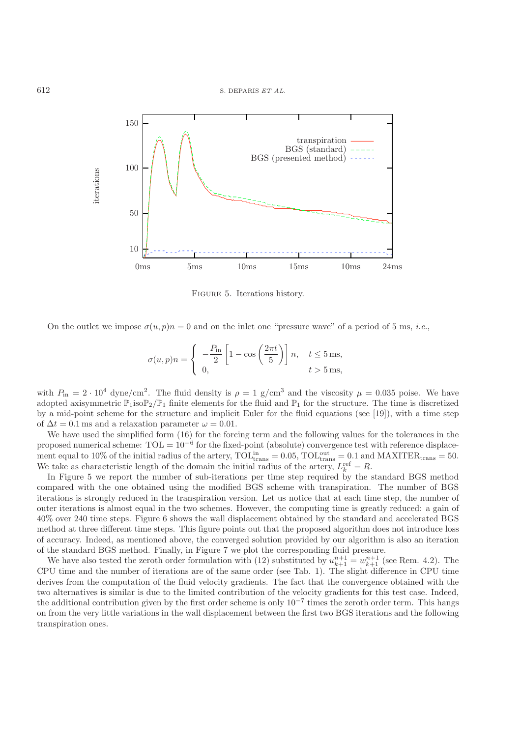FIGURE 5. Iterations history.

On the outlet we impose $\sigma(u,p)n = 0$ and on the inlet one "pressure wave" of a period of 5 ms, *i.e.*,

$$\sigma(u,p)n = \begin{cases} -\dfrac{P_{\text{in}}}{2}\left[1-\cos\left(\dfrac{2\pi t}{5}\right)\right]n, & t \leq 5\,\text{ms}, \\ 0, & t > 5\,\text{ms}, \end{cases}$$

with $P_{\text{in}} = 2 \cdot 10^4$ dyne/cm$^2$. The fluid density is $\rho = 1$ g/cm$^3$ and the viscosity $\mu = 0.035$ poise. We have adopted axisymmetric $\mathbb{P}_1\text{iso}\mathbb{P}_2/\mathbb{P}_1$ finite elements for the fluid and $\mathbb{P}_1$ for the structure. The time is discretized by a mid-point scheme for the structure and implicit Euler for the fluid equations (see [19]), with a time step of $\Delta t = 0.1$ ms and a relaxation parameter $\omega = 0.01$.

We have used the simplified form (16) for the forcing term and the following values for the tolerances in the proposed numerical scheme: $\text{TOL} = 10^{-6}$ for the fixed-point (absolute) convergence test with reference displacement equal to 10% of the initial radius of the artery, $\text{TOL}_{\text{trans}}^{\text{in}} = 0.05$, $\text{TOL}_{\text{trans}}^{\text{out}} = 0.1$ and $\text{MAXITER}_{\text{trans}} = 50$. We take as characteristic length of the domain the initial radius of the artery, $L_k^{\text{ref}} = R$.

In Figure 5 we report the number of sub-iterations per time step required by the standard BGS method compared with the one obtained using the modified BGS scheme with transpiration. The number of BGS iterations is strongly reduced in the transpiration version. Let us notice that at each time step, the number of outer iterations is almost equal in the two schemes. However, the computing time is greatly reduced: a gain of 40% over 240 time steps. Figure 6 shows the wall displacement obtained by the standard and accelerated BGS method at three different time steps. This figure points out that the proposed algorithm does not introduce loss of accuracy. Indeed, as mentioned above, the converged solution provided by our algorithm is also an iteration of the standard BGS method. Finally, in Figure 7 we plot the corresponding fluid pressure.

We have also tested the zeroth order formulation with (12) substituted by $u_{k+1}^{n+1} = w_{k+1}^{n+1}$ (see Rem. 4.2). The CPU time and the number of iterations are of the same order (see Tab. 1). The slight difference in CPU time derives from the computation of the fluid velocity gradients. The fact that the convergence obtained with the two alternatives is similar is due to the limited contribution of the velocity gradients for this test case. Indeed, the additional contribution given by the first order scheme is only $10^{-7}$ times the zeroth order term. This hangs on from the very little variations in the wall displacement between the first two BGS iterations and the following transpiration ones.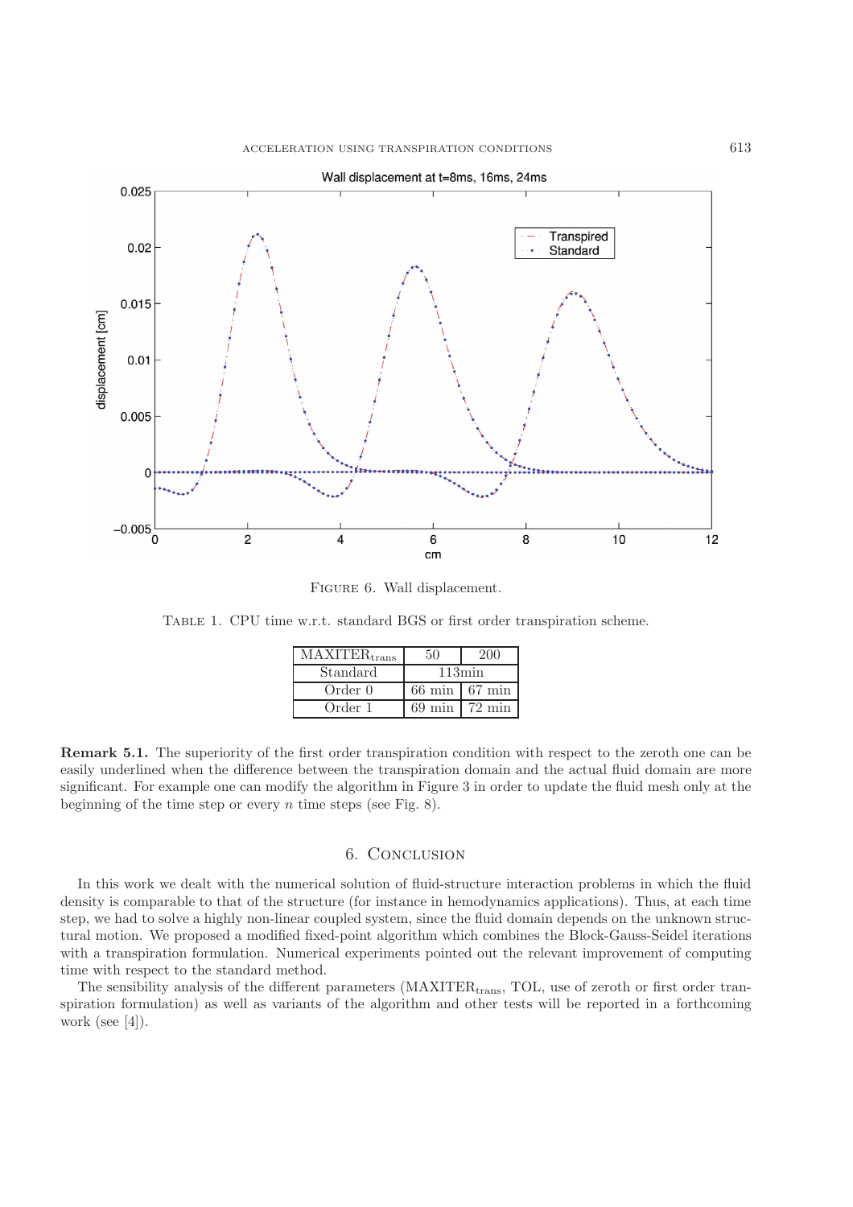FIGURE 6. Wall displacement.

TABLE 1. CPU time w.r.t. standard BGS or first order transpiration scheme.

| $\text{MAXITER}_{\text{trans}}$ | 50 | 200 |
| --- | --- | --- |
| Standard | 113min | |
| Order 0 | 66 min | 67 min |
| Order 1 | 69 min | 72 min |

**Remark 5.1.** The superiority of the first order transpiration condition with respect to the zeroth one can be easily underlined when the difference between the transpiration domain and the actual fluid domain are more significant. For example one can modify the algorithm in Figure 3 in order to update the fluid mesh only at the beginning of the time step or every $n$ time steps (see Fig. 8).

## 6. Conclusion

In this work we dealt with the numerical solution of fluid-structure interaction problems in which the fluid density is comparable to that of the structure (for instance in hemodynamics applications). Thus, at each time step, we had to solve a highly non-linear coupled system, since the fluid domain depends on the unknown structural motion. We proposed a modified fixed-point algorithm which combines the Block-Gauss-Seidel iterations with a transpiration formulation. Numerical experiments pointed out the relevant improvement of computing time with respect to the standard method.

The sensibility analysis of the different parameters ($\text{MAXITER}_{\text{trans}}$, TOL, use of zeroth or first order transpiration formulation) as well as variants of the algorithm and other tests will be reported in a forthcoming work (see [4]).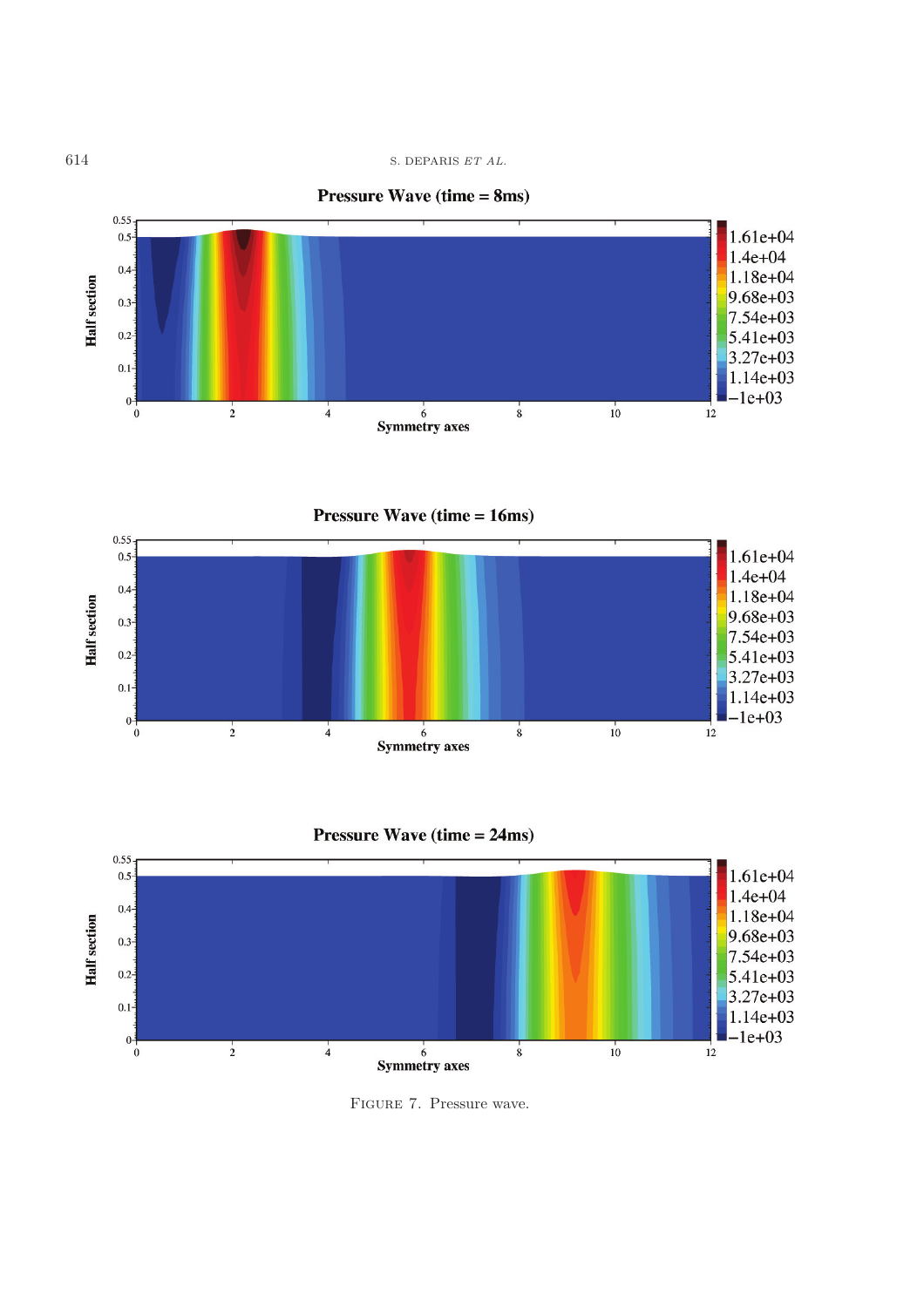FIGURE 7. Pressure wave.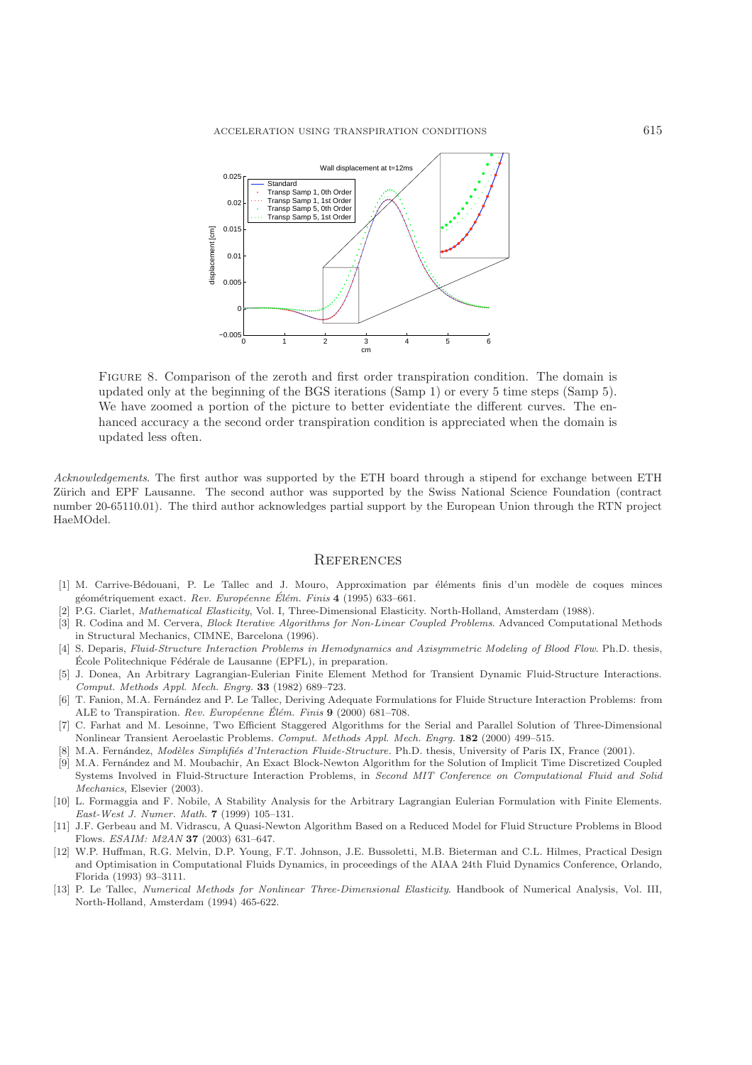FIGURE 8. Comparison of the zeroth and first order transpiration condition. The domain is updated only at the beginning of the BGS iterations (Samp 1) or every 5 time steps (Samp 5). We have zoomed a portion of the picture to better evidentiate the different curves. The enhanced accuracy a the second order transpiration condition is appreciated when the domain is updated less often.

*Acknowledgements*. The first author was supported by the ETH board through a stipend for exchange between ETH Zürich and EPF Lausanne. The second author was supported by the Swiss National Science Foundation (contract number 20-65110.01). The third author acknowledges partial support by the European Union through the RTN project HaeMOdel.

## References

[1] M. Carrive-Bédouani, P. Le Tallec and J. Mouro, Approximation par éléments finis d'un modèle de coques minces géométriquement exact. *Rev. Européenne Élém. Finis* **4** (1995) 633–661.

[2] P.G. Ciarlet, *Mathematical Elasticity*, Vol. I, Three-Dimensional Elasticity. North-Holland, Amsterdam (1988).

[3] R. Codina and M. Cervera, *Block Iterative Algorithms for Non-Linear Coupled Problems*. Advanced Computational Methods in Structural Mechanics, CIMNE, Barcelona (1996).

[4] S. Deparis, *Fluid-Structure Interaction Problems in Hemodynamics and Axisymmetric Modeling of Blood Flow*. Ph.D. thesis, École Politechnique Fédérale de Lausanne (EPFL), in preparation.

[5] J. Donea, An Arbitrary Lagrangian-Eulerian Finite Element Method for Transient Dynamic Fluid-Structure Interactions. *Comput. Methods Appl. Mech. Engrg.* **33** (1982) 689–723.

[6] T. Fanion, M.A. Fernández and P. Le Tallec, Deriving Adequate Formulations for Fluide Structure Interaction Problems: from ALE to Transpiration. *Rev. Européenne Élém. Finis* **9** (2000) 681–708.

[7] C. Farhat and M. Lesoinne, Two Efficient Staggered Algorithms for the Serial and Parallel Solution of Three-Dimensional Nonlinear Transient Aeroelastic Problems. *Comput. Methods Appl. Mech. Engrg.* **182** (2000) 499–515.

[8] M.A. Fernández, *Modèles Simplifiés d'Interaction Fluide-Structure*. Ph.D. thesis, University of Paris IX, France (2001).

[9] M.A. Fernández and M. Moubachir, An Exact Block-Newton Algorithm for the Solution of Implicit Time Discretized Coupled Systems Involved in Fluid-Structure Interaction Problems, in *Second MIT Conference on Computational Fluid and Solid Mechanics*, Elsevier (2003).

[10] L. Formaggia and F. Nobile, A Stability Analysis for the Arbitrary Lagrangian Eulerian Formulation with Finite Elements. *East-West J. Numer. Math.* **7** (1999) 105–131.

[11] J.F. Gerbeau and M. Vidrascu, A Quasi-Newton Algorithm Based on a Reduced Model for Fluid Structure Problems in Blood Flows. *ESAIM: M2AN* **37** (2003) 631–647.

[12] W.P. Huffman, R.G. Melvin, D.P. Young, F.T. Johnson, J.E. Bussoletti, M.B. Bieterman and C.L. Hilmes, Practical Design and Optimisation in Computational Fluids Dynamics, in proceedings of the AIAA 24th Fluid Dynamics Conference, Orlando, Florida (1993) 93–3111.

[13] P. Le Tallec, *Numerical Methods for Nonlinear Three-Dimensional Elasticity*. Handbook of Numerical Analysis, Vol. III, North-Holland, Amsterdam (1994) 465-622.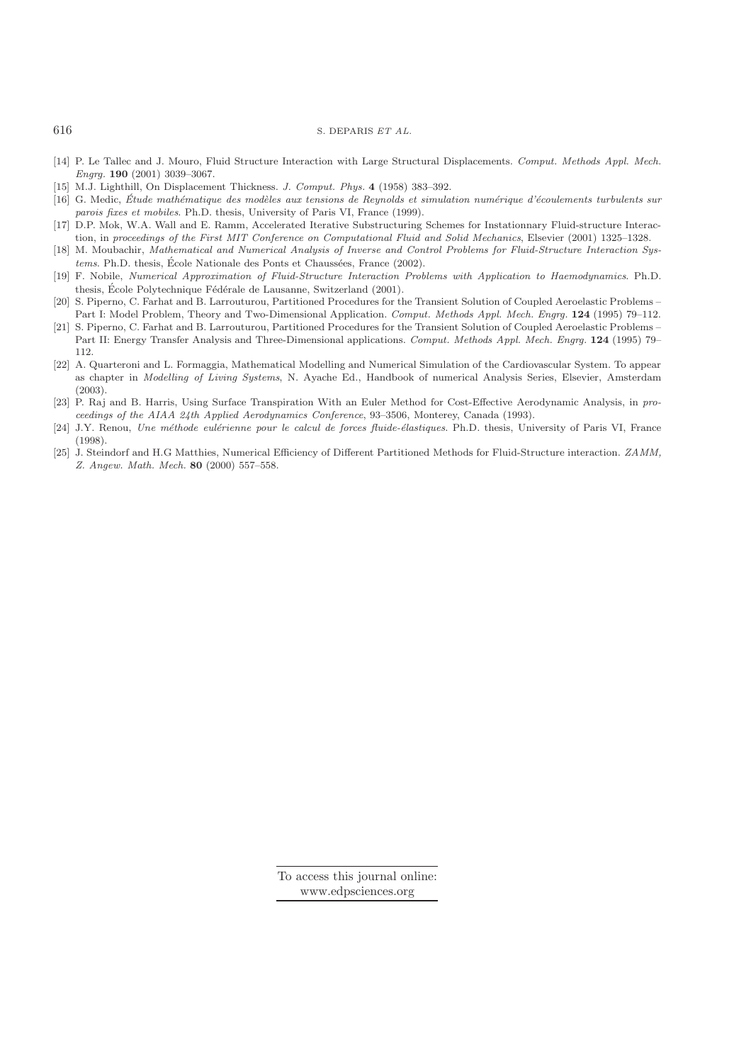[14] P. Le Tallec and J. Mouro, Fluid Structure Interaction with Large Structural Displacements. *Comput. Methods Appl. Mech. Engrg.* **190** (2001) 3039–3067.

[15] M.J. Lighthill, On Displacement Thickness. *J. Comput. Phys.* **4** (1958) 383–392.

[16] G. Medic, *Étude mathématique des modèles aux tensions de Reynolds et simulation numérique d'écoulements turbulents sur parois fixes et mobiles*. Ph.D. thesis, University of Paris VI, France (1999).

[17] D.P. Mok, W.A. Wall and E. Ramm, Accelerated Iterative Substructuring Schemes for Instationnary Fluid-structure Interaction, in *proceedings of the First MIT Conference on Computational Fluid and Solid Mechanics*, Elsevier (2001) 1325–1328.

[18] M. Moubachir, *Mathematical and Numerical Analysis of Inverse and Control Problems for Fluid-Structure Interaction Systems*. Ph.D. thesis, École Nationale des Ponts et Chaussées, France (2002).

[19] F. Nobile, *Numerical Approximation of Fluid-Structure Interaction Problems with Application to Haemodynamics*. Ph.D. thesis, École Polytechnique Fédérale de Lausanne, Switzerland (2001).

[20] S. Piperno, C. Farhat and B. Larrouturou, Partitioned Procedures for the Transient Solution of Coupled Aeroelastic Problems – Part I: Model Problem, Theory and Two-Dimensional Application. *Comput. Methods Appl. Mech. Engrg.* **124** (1995) 79–112.

[21] S. Piperno, C. Farhat and B. Larrouturou, Partitioned Procedures for the Transient Solution of Coupled Aeroelastic Problems – Part II: Energy Transfer Analysis and Three-Dimensional applications. *Comput. Methods Appl. Mech. Engrg.* **124** (1995) 79–112.

[22] A. Quarteroni and L. Formaggia, Mathematical Modelling and Numerical Simulation of the Cardiovascular System. To appear as chapter in *Modelling of Living Systems*, N. Ayache Ed., Handbook of numerical Analysis Series, Elsevier, Amsterdam (2003).

[23] P. Raj and B. Harris, Using Surface Transpiration With an Euler Method for Cost-Effective Aerodynamic Analysis, in *proceedings of the AIAA 24th Applied Aerodynamics Conference*, 93–3506, Monterey, Canada (1993).

[24] J.Y. Renou, *Une méthode eulérienne pour le calcul de forces fluide-élastiques*. Ph.D. thesis, University of Paris VI, France (1998).

[25] J. Steindorf and H.G Matthies, Numerical Efficiency of Different Partitioned Methods for Fluid-Structure interaction. *ZAMM, Z. Angew. Math. Mech.* **80** (2000) 557–558.

To access this journal online:
www.edpsciences.org